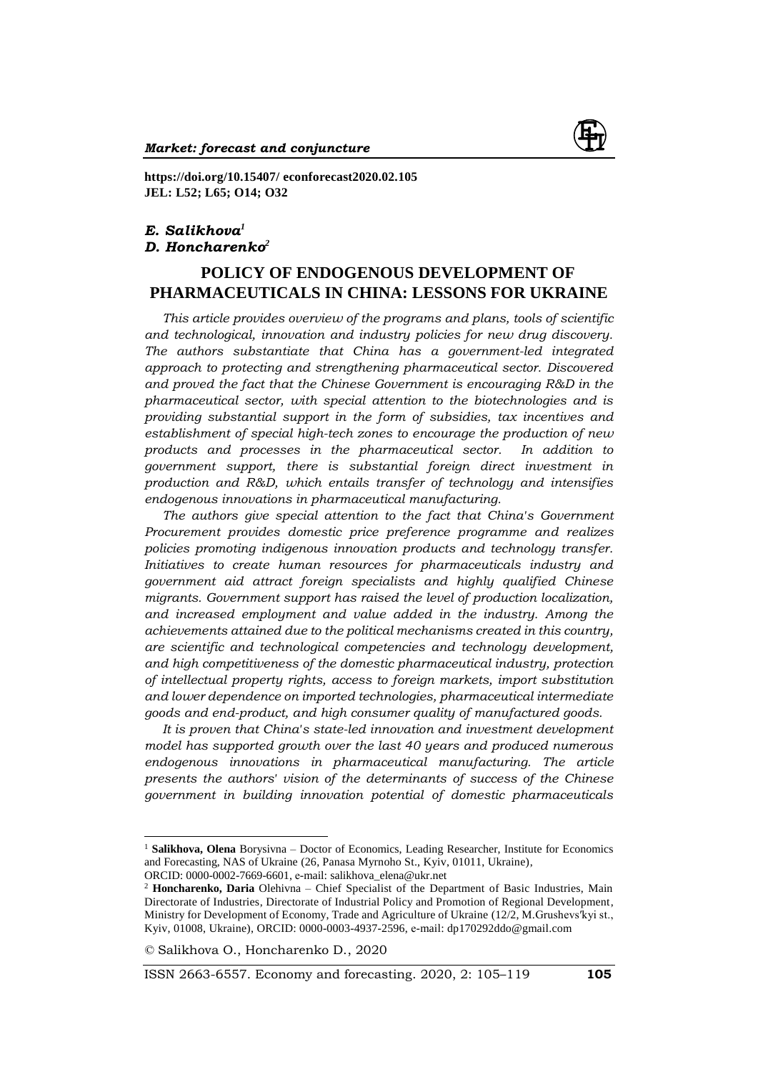**https://doi.org/10.15407/ econforecast2020.02.105**
**JEL: L52; L65; O14; O32**

***E. Salikhova*[1]**
***D. Honcharenko*[2]**

# POLICY OF ENDOGENOUS DEVELOPMENT OF PHARMACEUTICALS IN CHINA: LESSONS FOR UKRAINE

*This article provides overview of the programs and plans, tools of scientific and technological, innovation and industry policies for new drug discovery. The authors substantiate that China has a government-led integrated approach to protecting and strengthening pharmaceutical sector. Discovered and proved the fact that the Chinese Government is encouraging R&D in the pharmaceutical sector, with special attention to the biotechnologies and is providing substantial support in the form of subsidies, tax incentives and establishment of special high-tech zones to encourage the production of new products and processes in the pharmaceutical sector. In addition to government support, there is substantial foreign direct investment in production and R&D, which entails transfer of technology and intensifies endogenous innovations in pharmaceutical manufacturing.*

*The authors give special attention to the fact that China's Government Procurement provides domestic price preference programme and realizes policies promoting indigenous innovation products and technology transfer. Initiatives to create human resources for pharmaceuticals industry and government aid attract foreign specialists and highly qualified Chinese migrants. Government support has raised the level of production localization, and increased employment and value added in the industry. Among the achievements attained due to the political mechanisms created in this country, are scientific and technological competencies and technology development, and high competitiveness of the domestic pharmaceutical industry, protection of intellectual property rights, access to foreign markets, import substitution and lower dependence on imported technologies, pharmaceutical intermediate goods and end-product, and high consumer quality of manufactured goods.*

*It is proven that China's state-led innovation and investment development model has supported growth over the last 40 years and produced numerous endogenous innovations in pharmaceutical manufacturing. The article presents the authors' vision of the determinants of success of the Chinese government in building innovation potential of domestic pharmaceuticals*

---

[1] **Salikhova, Olena** Borysivna – Doctor of Economics, Leading Researcher, Institute for Economics and Forecasting, NAS of Ukraine (26, Panasa Myrnoho St., Kyiv, 01011, Ukraine), ORCID: 0000-0002-7669-6601, e-mail: salikhova_elena@ukr.net

[2] **Honcharenko, Daria** Olehivna – Chief Specialist of the Department of Basic Industries, Main Directorate of Industries, Directorate of Industrial Policy and Promotion of Regional Development, Ministry for Development of Economy, Trade and Agriculture of Ukraine (12/2, M.Grushevs′kyi st., Kyiv, 01008, Ukraine), ORCID: 0000-0003-4937-2596, e-mail: dp170292ddo@gmail.com

© Salikhova O., Honcharenko D., 2020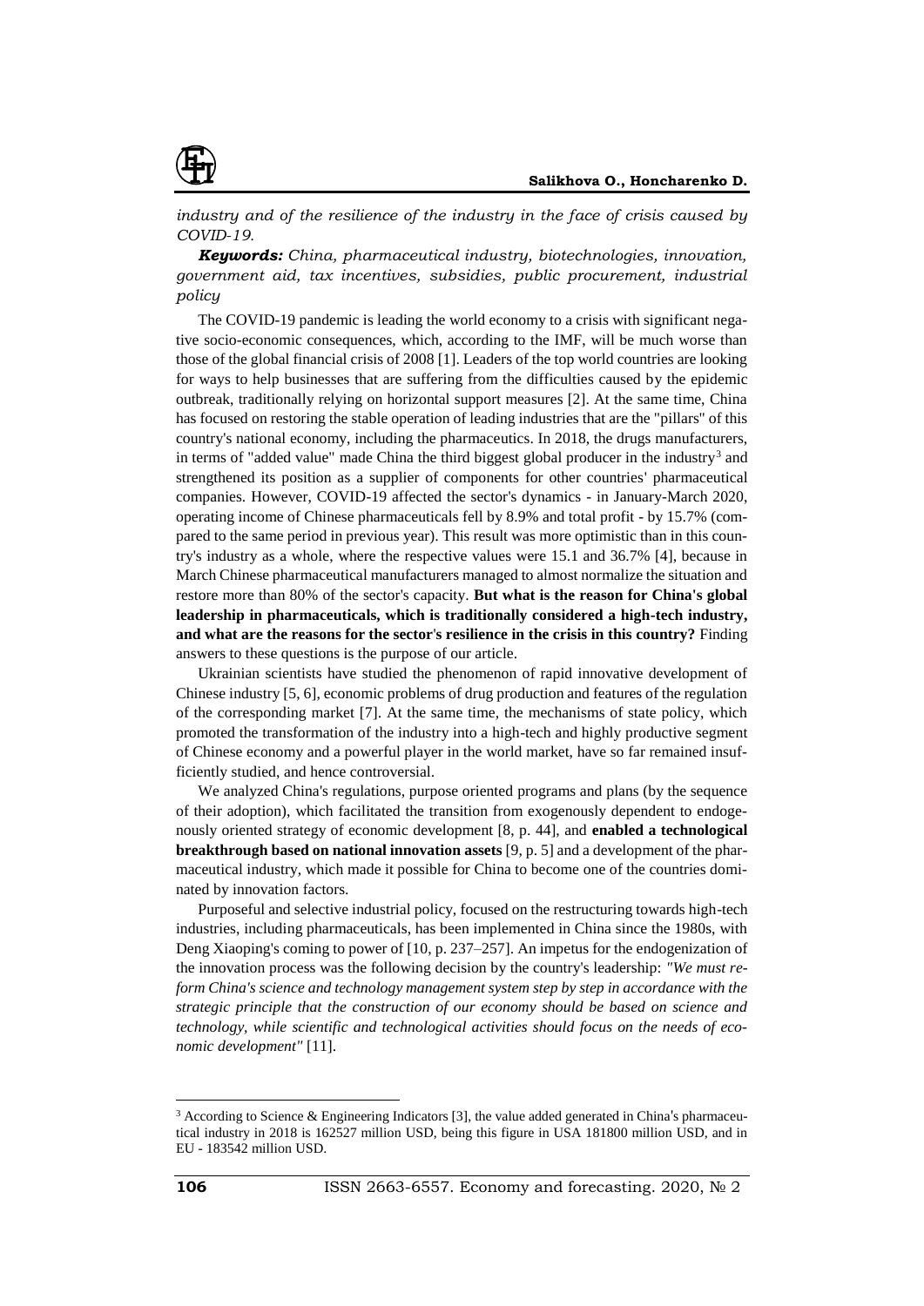*industry and of the resilience of the industry in the face of crisis caused by COVID-19.*

***Keywords:*** *China, pharmaceutical industry, biotechnologies, innovation, government aid, tax incentives, subsidies, public procurement, industrial policy*

The COVID-19 pandemic is leading the world economy to a crisis with significant negative socio-economic consequences, which, according to the IMF, will be much worse than those of the global financial crisis of 2008 [1]. Leaders of the top world countries are looking for ways to help businesses that are suffering from the difficulties caused by the epidemic outbreak, traditionally relying on horizontal support measures [2]. At the same time, China has focused on restoring the stable operation of leading industries that are the "pillars" of this country's national economy, including the pharmaceutics. In 2018, the drugs manufacturers, in terms of "added value" made China the third biggest global producer in the industry[3] and strengthened its position as a supplier of components for other countries' pharmaceutical companies. However, COVID-19 affected the sector's dynamics - in January-March 2020, operating income of Chinese pharmaceuticals fell by 8.9% and total profit - by 15.7% (compared to the same period in previous year). This result was more optimistic than in this country's industry as a whole, where the respective values were 15.1 and 36.7% [4], because in March Chinese pharmaceutical manufacturers managed to almost normalize the situation and restore more than 80% of the sector's capacity. **But what is the reason for China's global leadership in pharmaceuticals, which is traditionally considered a high-tech industry, and what are the reasons for the sector's resilience in the crisis in this country?** Finding answers to these questions is the purpose of our article.

Ukrainian scientists have studied the phenomenon of rapid innovative development of Chinese industry [5, 6], economic problems of drug production and features of the regulation of the corresponding market [7]. At the same time, the mechanisms of state policy, which promoted the transformation of the industry into a high-tech and highly productive segment of Chinese economy and a powerful player in the world market, have so far remained insufficiently studied, and hence controversial.

We analyzed China's regulations, purpose oriented programs and plans (by the sequence of their adoption), which facilitated the transition from exogenously dependent to endogenously oriented strategy of economic development [8, p. 44], and **enabled a technological breakthrough based on national innovation assets** [9, p. 5] and a development of the pharmaceutical industry, which made it possible for China to become one of the countries dominated by innovation factors.

Purposeful and selective industrial policy, focused on the restructuring towards high-tech industries, including pharmaceuticals, has been implemented in China since the 1980s, with Deng Xiaoping's coming to power of [10, p. 237–257]. An impetus for the endogenization of the innovation process was the following decision by the country's leadership: *"We must reform China's science and technology management system step by step in accordance with the strategic principle that the construction of our economy should be based on science and technology, while scientific and technological activities should focus on the needs of economic development"* [11].

---

[3] According to Science & Engineering Indicators [3], the value added generated in China's pharmaceutical industry in 2018 is 162527 million USD, being this figure in USA 181800 million USD, and in EU - 183542 million USD.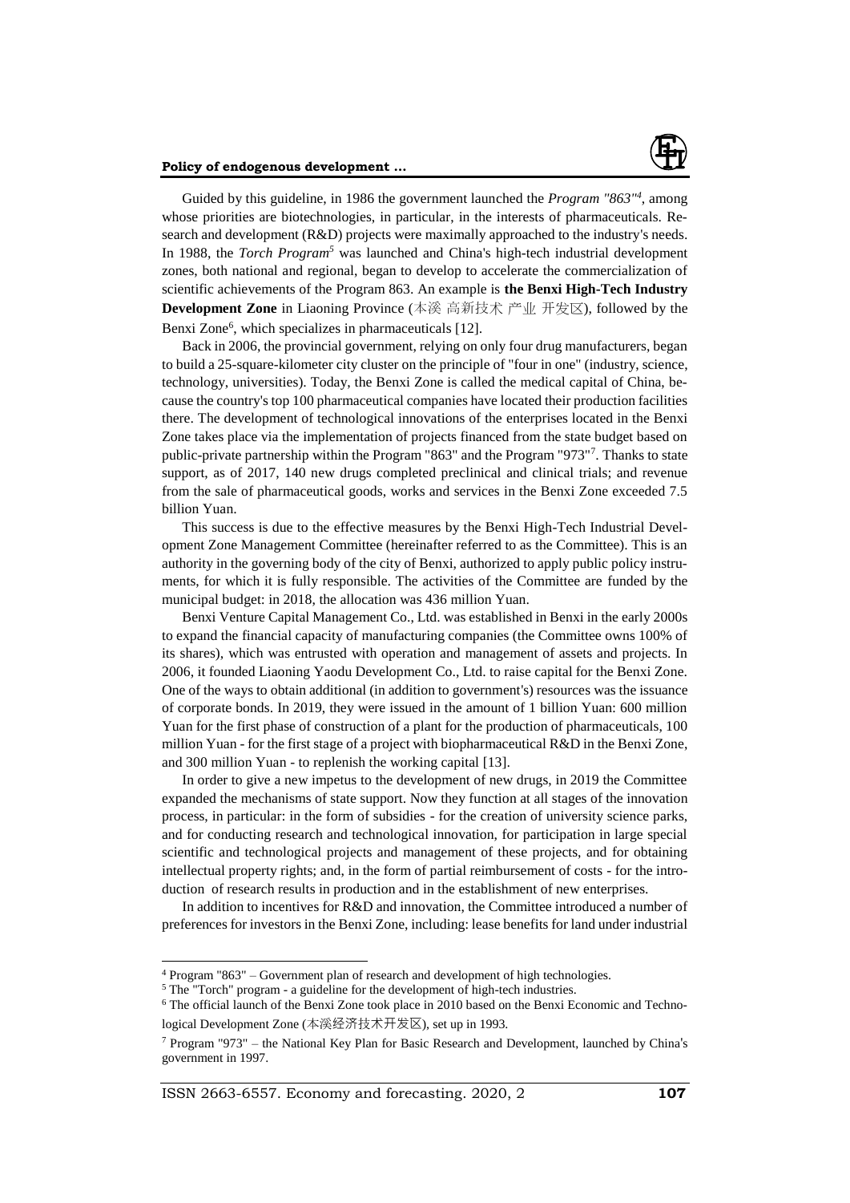Guided by this guideline, in 1986 the government launched the *Program "863"*[4], among whose priorities are biotechnologies, in particular, in the interests of pharmaceuticals. Research and development (R&D) projects were maximally approached to the industry's needs. In 1988, the *Torch Program*[5] was launched and China's high-tech industrial development zones, both national and regional, began to develop to accelerate the commercialization of scientific achievements of the Program 863. An example is **the Benxi High-Tech Industry Development Zone** in Liaoning Province (本溪 高新技术 产业 开发区), followed by the Benxi Zone[6], which specializes in pharmaceuticals [12].

Back in 2006, the provincial government, relying on only four drug manufacturers, began to build a 25-square-kilometer city cluster on the principle of "four in one" (industry, science, technology, universities). Today, the Benxi Zone is called the medical capital of China, because the country's top 100 pharmaceutical companies have located their production facilities there. The development of technological innovations of the enterprises located in the Benxi Zone takes place via the implementation of projects financed from the state budget based on public-private partnership within the Program "863" and the Program "973"[7]. Thanks to state support, as of 2017, 140 new drugs completed preclinical and clinical trials; and revenue from the sale of pharmaceutical goods, works and services in the Benxi Zone exceeded 7.5 billion Yuan.

This success is due to the effective measures by the Benxi High-Tech Industrial Development Zone Management Committee (hereinafter referred to as the Committee). This is an authority in the governing body of the city of Benxi, authorized to apply public policy instruments, for which it is fully responsible. The activities of the Committee are funded by the municipal budget: in 2018, the allocation was 436 million Yuan.

Benxi Venture Capital Management Co., Ltd. was established in Benxi in the early 2000s to expand the financial capacity of manufacturing companies (the Committee owns 100% of its shares), which was entrusted with operation and management of assets and projects. In 2006, it founded Liaoning Yaodu Development Co., Ltd. to raise capital for the Benxi Zone. One of the ways to obtain additional (in addition to government's) resources was the issuance of corporate bonds. In 2019, they were issued in the amount of 1 billion Yuan: 600 million Yuan for the first phase of construction of a plant for the production of pharmaceuticals, 100 million Yuan - for the first stage of a project with biopharmaceutical R&D in the Benxi Zone, and 300 million Yuan - to replenish the working capital [13].

In order to give a new impetus to the development of new drugs, in 2019 the Committee expanded the mechanisms of state support. Now they function at all stages of the innovation process, in particular: in the form of subsidies - for the creation of university science parks, and for conducting research and technological innovation, for participation in large special scientific and technological projects and management of these projects, and for obtaining intellectual property rights; and, in the form of partial reimbursement of costs - for the introduction of research results in production and in the establishment of new enterprises.

In addition to incentives for R&D and innovation, the Committee introduced a number of preferences for investors in the Benxi Zone, including: lease benefits for land under industrial

---

[4] Program "863" – Government plan of research and development of high technologies.

[5] The "Torch" program - a guideline for the development of high-tech industries.

[6] The official launch of the Benxi Zone took place in 2010 based on the Benxi Economic and Technological Development Zone (本溪经济技术开发区), set up in 1993.

[7] Program "973" – the National Key Plan for Basic Research and Development, launched by China's government in 1997.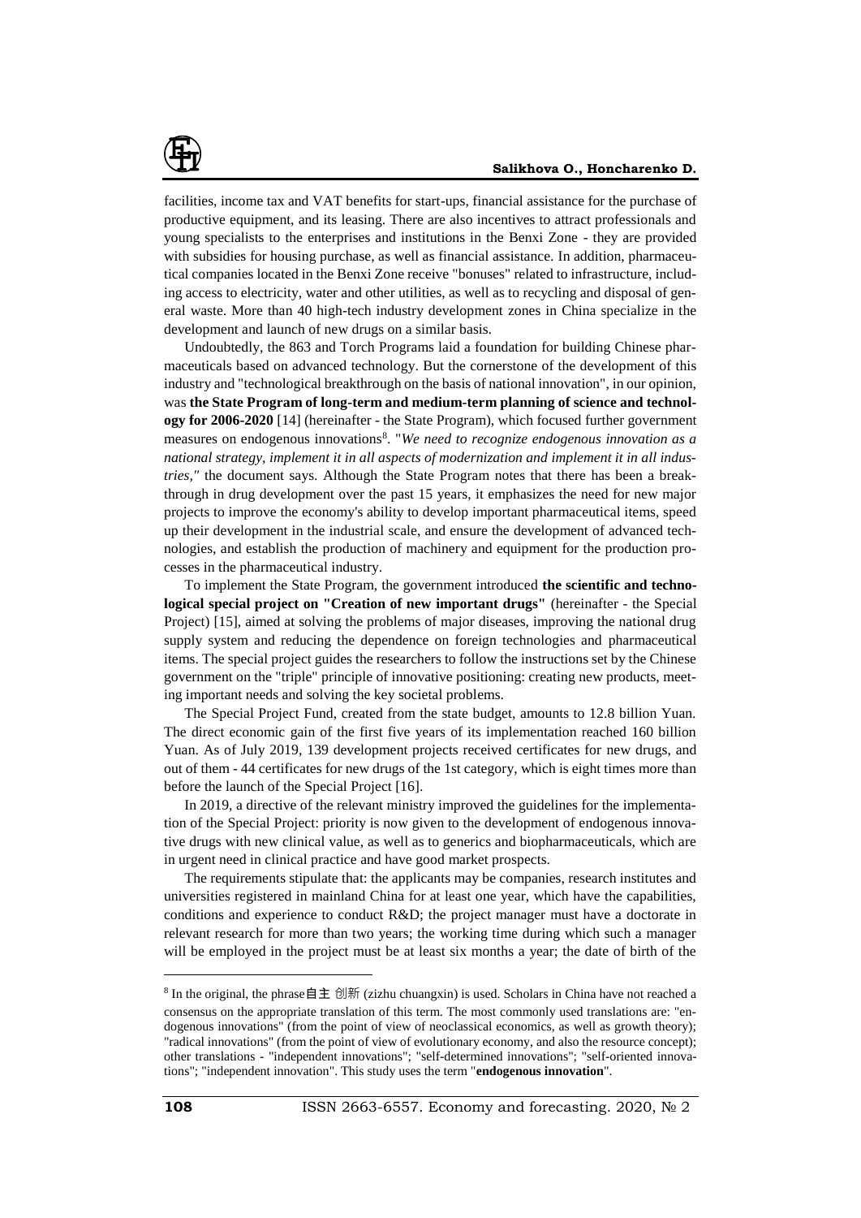facilities, income tax and VAT benefits for start-ups, financial assistance for the purchase of productive equipment, and its leasing. There are also incentives to attract professionals and young specialists to the enterprises and institutions in the Benxi Zone - they are provided with subsidies for housing purchase, as well as financial assistance. In addition, pharmaceutical companies located in the Benxi Zone receive "bonuses" related to infrastructure, including access to electricity, water and other utilities, as well as to recycling and disposal of general waste. More than 40 high-tech industry development zones in China specialize in the development and launch of new drugs on a similar basis.

Undoubtedly, the 863 and Torch Programs laid a foundation for building Chinese pharmaceuticals based on advanced technology. But the cornerstone of the development of this industry and "technological breakthrough on the basis of national innovation", in our opinion, was **the State Program of long-term and medium-term planning of science and technology for 2006-2020** [14] (hereinafter - the State Program), which focused further government measures on endogenous innovations[8]. "*We need to recognize endogenous innovation as a national strategy, implement it in all aspects of modernization and implement it in all industries,"* the document says. Although the State Program notes that there has been a breakthrough in drug development over the past 15 years, it emphasizes the need for new major projects to improve the economy's ability to develop important pharmaceutical items, speed up their development in the industrial scale, and ensure the development of advanced technologies, and establish the production of machinery and equipment for the production processes in the pharmaceutical industry.

To implement the State Program, the government introduced **the scientific and technological special project on "Creation of new important drugs"** (hereinafter - the Special Project) [15], aimed at solving the problems of major diseases, improving the national drug supply system and reducing the dependence on foreign technologies and pharmaceutical items. The special project guides the researchers to follow the instructions set by the Chinese government on the "triple" principle of innovative positioning: creating new products, meeting important needs and solving the key societal problems.

The Special Project Fund, created from the state budget, amounts to 12.8 billion Yuan. The direct economic gain of the first five years of its implementation reached 160 billion Yuan. As of July 2019, 139 development projects received certificates for new drugs, and out of them - 44 certificates for new drugs of the 1st category, which is eight times more than before the launch of the Special Project [16].

In 2019, a directive of the relevant ministry improved the guidelines for the implementation of the Special Project: priority is now given to the development of endogenous innovative drugs with new clinical value, as well as to generics and biopharmaceuticals, which are in urgent need in clinical practice and have good market prospects.

The requirements stipulate that: the applicants may be companies, research institutes and universities registered in mainland China for at least one year, which have the capabilities, conditions and experience to conduct R&D; the project manager must have a doctorate in relevant research for more than two years; the working time during which such a manager will be employed in the project must be at least six months a year; the date of birth of the

---

[8] In the original, the phrase自主 创新 (zizhu chuangxin) is used. Scholars in China have not reached a consensus on the appropriate translation of this term. The most commonly used translations are: "endogenous innovations" (from the point of view of neoclassical economics, as well as growth theory); "radical innovations" (from the point of view of evolutionary economy, and also the resource concept); other translations - "independent innovations"; "self-determined innovations"; "self-oriented innovations"; "independent innovation". This study uses the term "**endogenous innovation**".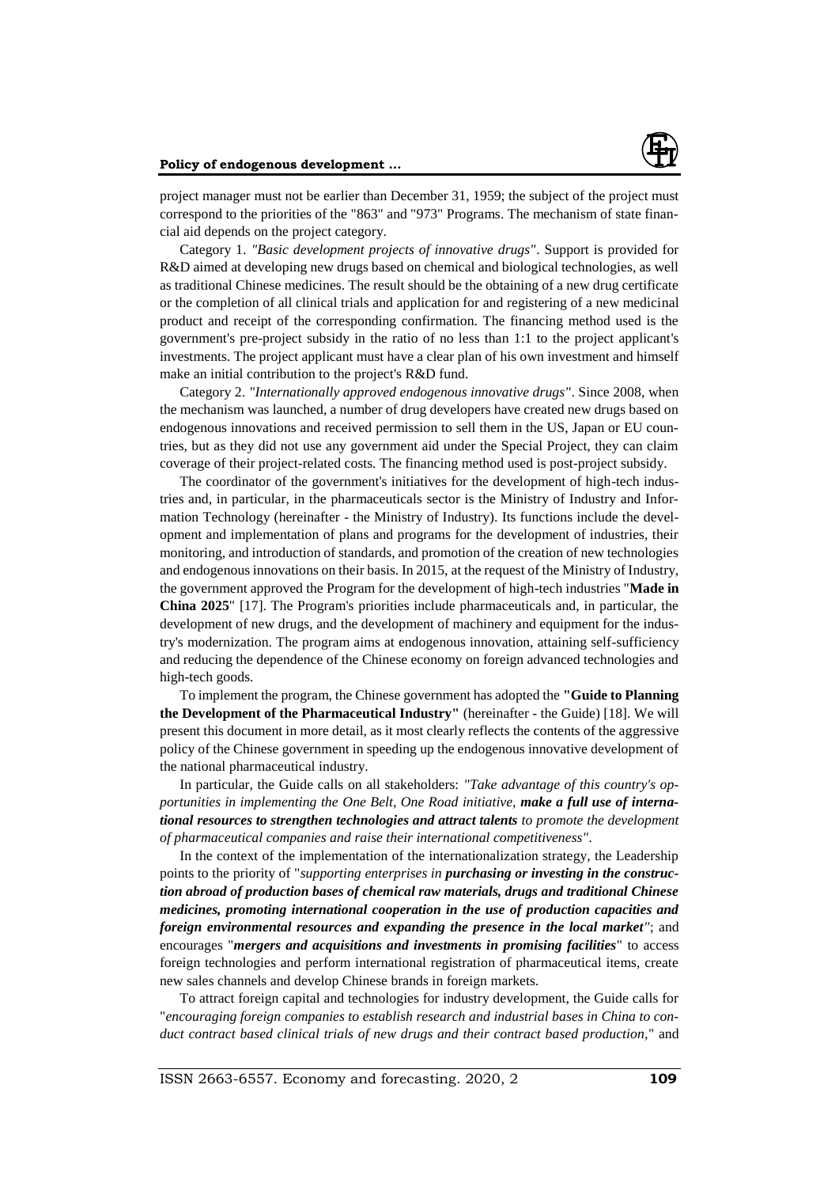project manager must not be earlier than December 31, 1959; the subject of the project must correspond to the priorities of the "863" and "973" Programs. The mechanism of state financial aid depends on the project category.

Category 1. *"Basic development projects of innovative drugs"*. Support is provided for R&D aimed at developing new drugs based on chemical and biological technologies, as well as traditional Chinese medicines. The result should be the obtaining of a new drug certificate or the completion of all clinical trials and application for and registering of a new medicinal product and receipt of the corresponding confirmation. The financing method used is the government's pre-project subsidy in the ratio of no less than 1:1 to the project applicant's investments. The project applicant must have a clear plan of his own investment and himself make an initial contribution to the project's R&D fund.

Category 2. *"Internationally approved endogenous innovative drugs"*. Since 2008, when the mechanism was launched, a number of drug developers have created new drugs based on endogenous innovations and received permission to sell them in the US, Japan or EU countries, but as they did not use any government aid under the Special Project, they can claim coverage of their project-related costs. The financing method used is post-project subsidy.

The coordinator of the government's initiatives for the development of high-tech industries and, in particular, in the pharmaceuticals sector is the Ministry of Industry and Information Technology (hereinafter - the Ministry of Industry). Its functions include the development and implementation of plans and programs for the development of industries, their monitoring, and introduction of standards, and promotion of the creation of new technologies and endogenous innovations on their basis. In 2015, at the request of the Ministry of Industry, the government approved the Program for the development of high-tech industries "**Made in China 2025**" [17]. The Program's priorities include pharmaceuticals and, in particular, the development of new drugs, and the development of machinery and equipment for the industry's modernization. The program aims at endogenous innovation, attaining self-sufficiency and reducing the dependence of the Chinese economy on foreign advanced technologies and high-tech goods.

To implement the program, the Chinese government has adopted the **"Guide to Planning the Development of the Pharmaceutical Industry"** (hereinafter - the Guide) [18]. We will present this document in more detail, as it most clearly reflects the contents of the aggressive policy of the Chinese government in speeding up the endogenous innovative development of the national pharmaceutical industry.

In particular, the Guide calls on all stakeholders: *"Take advantage of this country's opportunities in implementing the One Belt, One Road initiative, **make a full use of international resources to strengthen technologies and attract talents** to promote the development of pharmaceutical companies and raise their international competitiveness"*.

In the context of the implementation of the internationalization strategy, the Leadership points to the priority of "*supporting enterprises in **purchasing or investing in the construction abroad of production bases of chemical raw materials, drugs and traditional Chinese medicines, promoting international cooperation in the use of production capacities and foreign environmental resources and expanding the presence in the local market**"*; and encourages "***mergers and acquisitions and investments in promising facilities***" to access foreign technologies and perform international registration of pharmaceutical items, create new sales channels and develop Chinese brands in foreign markets.

To attract foreign capital and technologies for industry development, the Guide calls for "*encouraging foreign companies to establish research and industrial bases in China to conduct contract based clinical trials of new drugs and their contract based production*," and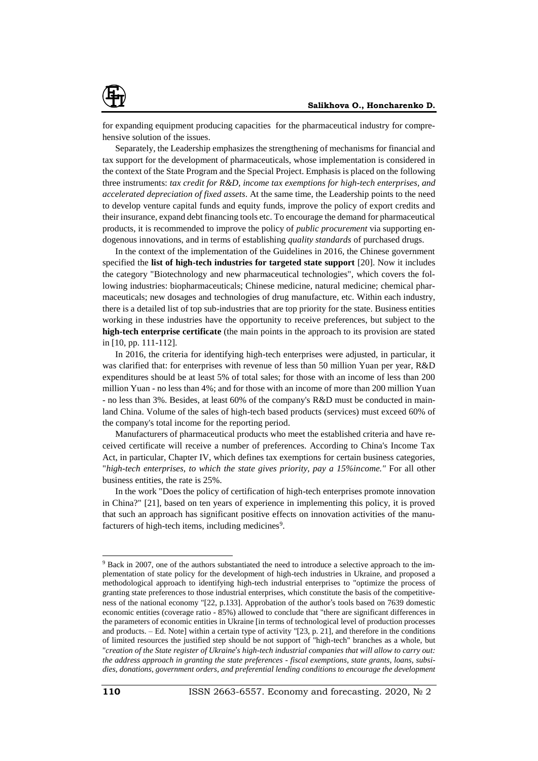for expanding equipment producing capacities for the pharmaceutical industry for comprehensive solution of the issues.

Separately, the Leadership emphasizes the strengthening of mechanisms for financial and tax support for the development of pharmaceuticals, whose implementation is considered in the context of the State Program and the Special Project. Emphasis is placed on the following three instruments: *tax credit for R&D, income tax exemptions for high-tech enterprises, and accelerated depreciation of fixed assets*. At the same time, the Leadership points to the need to develop venture capital funds and equity funds, improve the policy of export credits and their insurance, expand debt financing tools etc. To encourage the demand for pharmaceutical products, it is recommended to improve the policy of *public procurement* via supporting endogenous innovations, and in terms of establishing *quality standards* of purchased drugs.

In the context of the implementation of the Guidelines in 2016, the Chinese government specified the **list of high-tech industries for targeted state support** [20]. Now it includes the category "Biotechnology and new pharmaceutical technologies", which covers the following industries: biopharmaceuticals; Chinese medicine, natural medicine; chemical pharmaceuticals; new dosages and technologies of drug manufacture, etc. Within each industry, there is a detailed list of top sub-industries that are top priority for the state. Business entities working in these industries have the opportunity to receive preferences, but subject to the **high-tech enterprise certificate** (the main points in the approach to its provision are stated in [10, pp. 111-112].

In 2016, the criteria for identifying high-tech enterprises were adjusted, in particular, it was clarified that: for enterprises with revenue of less than 50 million Yuan per year, R&D expenditures should be at least 5% of total sales; for those with an income of less than 200 million Yuan - no less than 4%; and for those with an income of more than 200 million Yuan - no less than 3%. Besides, at least 60% of the company's R&D must be conducted in mainland China. Volume of the sales of high-tech based products (services) must exceed 60% of the company's total income for the reporting period.

Manufacturers of pharmaceutical products who meet the established criteria and have received certificate will receive a number of preferences. According to China's Income Tax Act, in particular, Chapter IV, which defines tax exemptions for certain business categories, "*high-tech enterprises, to which the state gives priority, pay a 15%income."* For all other business entities, the rate is 25%.

In the work "Does the policy of certification of high-tech enterprises promote innovation in China?" [21], based on ten years of experience in implementing this policy, it is proved that such an approach has significant positive effects on innovation activities of the manufacturers of high-tech items, including medicines[9].

---

[9] Back in 2007, one of the authors substantiated the need to introduce a selective approach to the implementation of state policy for the development of high-tech industries in Ukraine, and proposed a methodological approach to identifying high-tech industrial enterprises to "optimize the process of granting state preferences to those industrial enterprises, which constitute the basis of the competitiveness of the national economy "[22, p.133]. Approbation of the author's tools based on 7639 domestic economic entities (coverage ratio - 85%) allowed to conclude that "there are significant differences in the parameters of economic entities in Ukraine [in terms of technological level of production processes and products. – Ed. Note] within a certain type of activity "[23, p. 21], and therefore in the conditions of limited resources the justified step should be not support of "high-tech" branches as a whole, but "*creation of the State register of Ukraine's high-tech industrial companies that will allow to carry out: the address approach in granting the state preferences - fiscal exemptions, state grants, loans, subsidies, donations, government orders, and preferential lending conditions to encourage the development*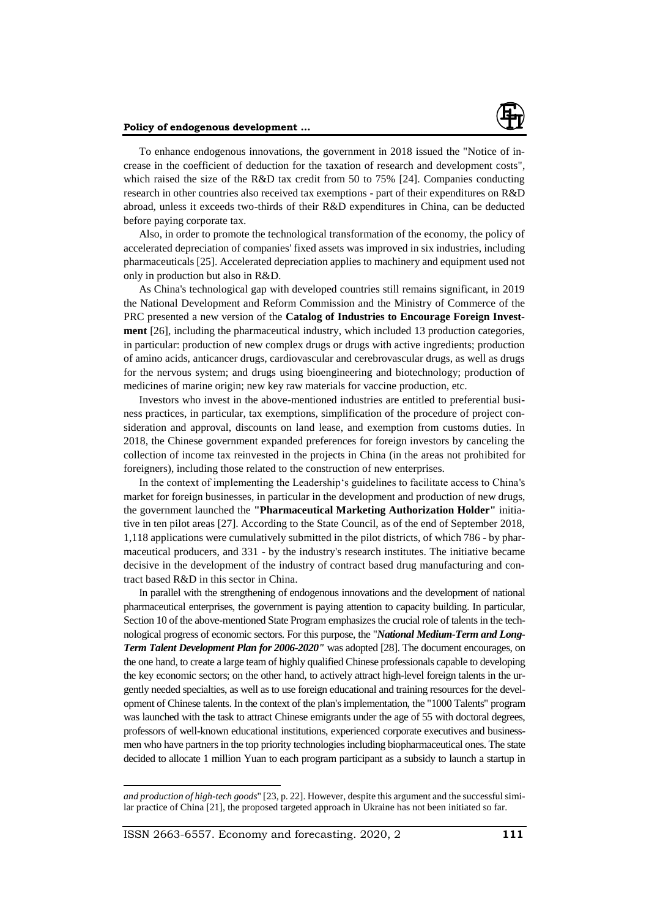To enhance endogenous innovations, the government in 2018 issued the "Notice of increase in the coefficient of deduction for the taxation of research and development costs", which raised the size of the R&D tax credit from 50 to 75% [24]. Companies conducting research in other countries also received tax exemptions - part of their expenditures on R&D abroad, unless it exceeds two-thirds of their R&D expenditures in China, can be deducted before paying corporate tax.

Also, in order to promote the technological transformation of the economy, the policy of accelerated depreciation of companies' fixed assets was improved in six industries, including pharmaceuticals [25]. Accelerated depreciation applies to machinery and equipment used not only in production but also in R&D.

As China's technological gap with developed countries still remains significant, in 2019 the National Development and Reform Commission and the Ministry of Commerce of the PRC presented a new version of the **Catalog of Industries to Encourage Foreign Investment** [26], including the pharmaceutical industry, which included 13 production categories, in particular: production of new complex drugs or drugs with active ingredients; production of amino acids, anticancer drugs, cardiovascular and cerebrovascular drugs, as well as drugs for the nervous system; and drugs using bioengineering and biotechnology; production of medicines of marine origin; new key raw materials for vaccine production, etc.

Investors who invest in the above-mentioned industries are entitled to preferential business practices, in particular, tax exemptions, simplification of the procedure of project consideration and approval, discounts on land lease, and exemption from customs duties. In 2018, the Chinese government expanded preferences for foreign investors by canceling the collection of income tax reinvested in the projects in China (in the areas not prohibited for foreigners), including those related to the construction of new enterprises.

In the context of implementing the Leadership's guidelines to facilitate access to China's market for foreign businesses, in particular in the development and production of new drugs, the government launched the **"Pharmaceutical Marketing Authorization Holder"** initiative in ten pilot areas [27]. According to the State Council, as of the end of September 2018, 1,118 applications were cumulatively submitted in the pilot districts, of which 786 - by pharmaceutical producers, and 331 - by the industry's research institutes. The initiative became decisive in the development of the industry of contract based drug manufacturing and contract based R&D in this sector in China.

In parallel with the strengthening of endogenous innovations and the development of national pharmaceutical enterprises, the government is paying attention to capacity building. In particular, Section 10 of the above-mentioned State Program emphasizes the crucial role of talents in the technological progress of economic sectors. For this purpose, the "***National Medium-Term and Long-Term Talent Development Plan for 2006-2020"*** was adopted [28]. The document encourages, on the one hand, to create a large team of highly qualified Chinese professionals capable to developing the key economic sectors; on the other hand, to actively attract high-level foreign talents in the urgently needed specialties, as well as to use foreign educational and training resources for the development of Chinese talents. In the context of the plan's implementation, the "1000 Talents" program was launched with the task to attract Chinese emigrants under the age of 55 with doctoral degrees, professors of well-known educational institutions, experienced corporate executives and businessmen who have partners in the top priority technologies including biopharmaceutical ones. The state decided to allocate 1 million Yuan to each program participant as a subsidy to launch a startup in

---

*and production of high-tech goods*" [23, p. 22]. However, despite this argument and the successful similar practice of China [21], the proposed targeted approach in Ukraine has not been initiated so far.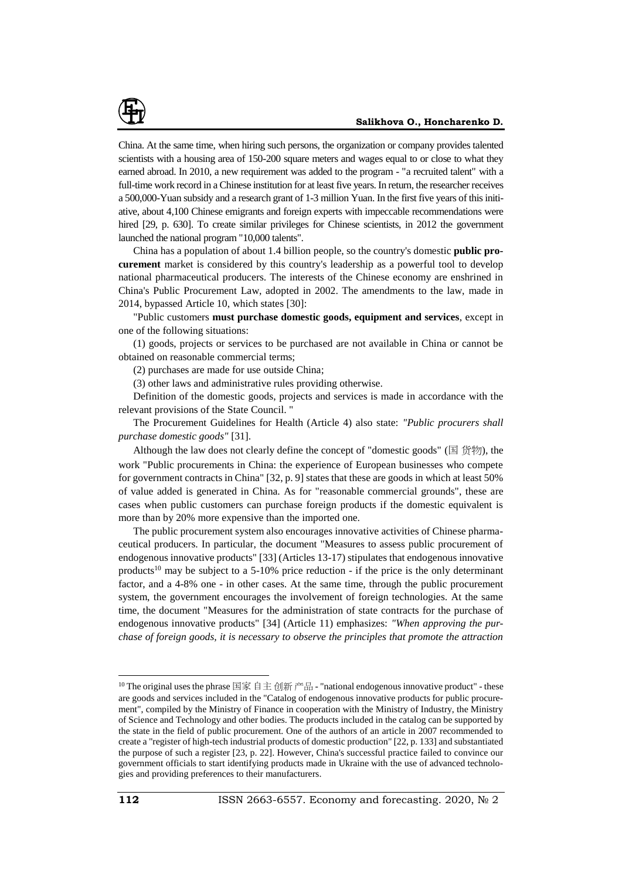China. At the same time, when hiring such persons, the organization or company provides talented scientists with a housing area of 150-200 square meters and wages equal to or close to what they earned abroad. In 2010, a new requirement was added to the program - "a recruited talent" with a full-time work record in a Chinese institution for at least five years. In return, the researcher receives a 500,000-Yuan subsidy and a research grant of 1-3 million Yuan. In the first five years of this initiative, about 4,100 Chinese emigrants and foreign experts with impeccable recommendations were hired [29, p. 630]. To create similar privileges for Chinese scientists, in 2012 the government launched the national program "10,000 talents".

China has a population of about 1.4 billion people, so the country's domestic **public procurement** market is considered by this country's leadership as a powerful tool to develop national pharmaceutical producers. The interests of the Chinese economy are enshrined in China's Public Procurement Law, adopted in 2002. The amendments to the law, made in 2014, bypassed Article 10, which states [30]:

"Public customers **must purchase domestic goods, equipment and services**, except in one of the following situations:

(1) goods, projects or services to be purchased are not available in China or cannot be obtained on reasonable commercial terms;

(2) purchases are made for use outside China;

(3) other laws and administrative rules providing otherwise.

Definition of the domestic goods, projects and services is made in accordance with the relevant provisions of the State Council. "

The Procurement Guidelines for Health (Article 4) also state: *"Public procurers shall purchase domestic goods"* [31].

Although the law does not clearly define the concept of "domestic goods" (国 货物), the work "Public procurements in China: the experience of European businesses who compete for government contracts in China" [32, p. 9] states that these are goods in which at least 50% of value added is generated in China. As for "reasonable commercial grounds", these are cases when public customers can purchase foreign products if the domestic equivalent is more than by 20% more expensive than the imported one.

The public procurement system also encourages innovative activities of Chinese pharmaceutical producers. In particular, the document "Measures to assess public procurement of endogenous innovative products" [33] (Articles 13-17) stipulates that endogenous innovative products[10] may be subject to a 5-10% price reduction - if the price is the only determinant factor, and a 4-8% one - in other cases. At the same time, through the public procurement system, the government encourages the involvement of foreign technologies. At the same time, the document "Measures for the administration of state contracts for the purchase of endogenous innovative products" [34] (Article 11) emphasizes: *"When approving the purchase of foreign goods, it is necessary to observe the principles that promote the attraction*

---

[10] The original uses the phrase 国家 自主 创新 产品 - "national endogenous innovative product" - these are goods and services included in the "Catalog of endogenous innovative products for public procurement", compiled by the Ministry of Finance in cooperation with the Ministry of Industry, the Ministry of Science and Technology and other bodies. The products included in the catalog can be supported by the state in the field of public procurement. One of the authors of an article in 2007 recommended to create a "register of high-tech industrial products of domestic production" [22, p. 133] and substantiated the purpose of such a register [23, p. 22]. However, China's successful practice failed to convince our government officials to start identifying products made in Ukraine with the use of advanced technologies and providing preferences to their manufacturers.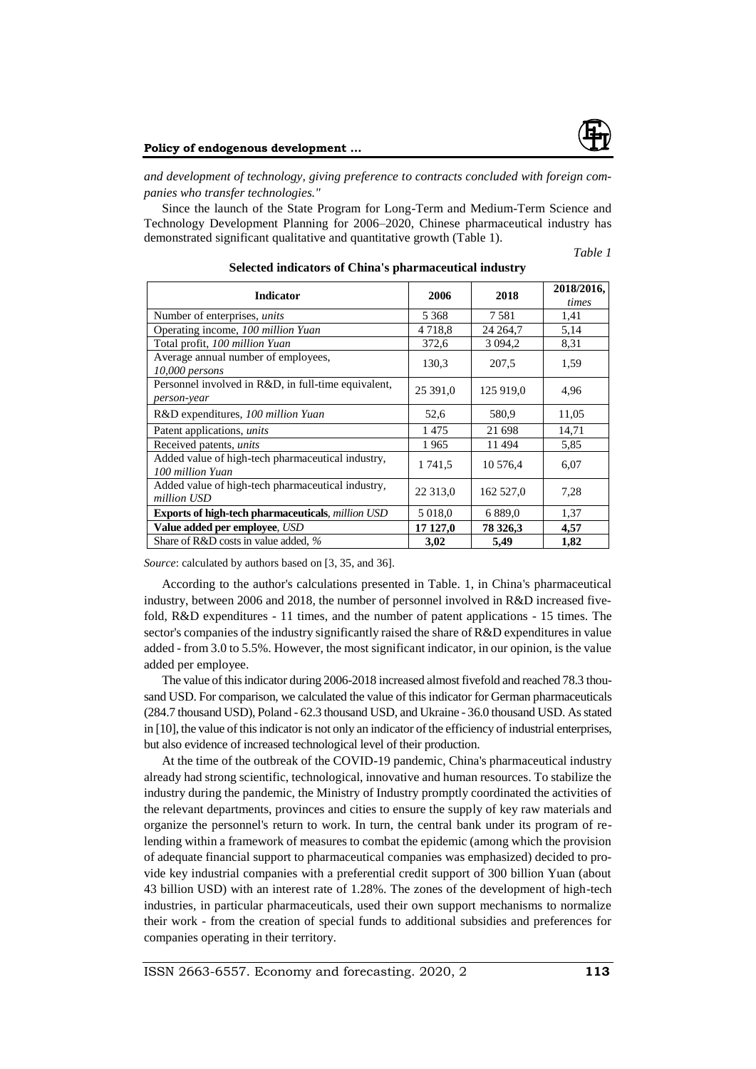*and development of technology, giving preference to contracts concluded with foreign companies who transfer technologies."*

Since the launch of the State Program for Long-Term and Medium-Term Science and Technology Development Planning for 2006–2020, Chinese pharmaceutical industry has demonstrated significant qualitative and quantitative growth (Table 1).

*Table 1*

**Selected indicators of China's pharmaceutical industry**

| Indicator | 2006 | 2018 | 2018/2016, *times* |
|---|---|---|---|
| Number of enterprises, *units* | 5 368 | 7 581 | 1,41 |
| Operating income, *100 million Yuan* | 4 718,8 | 24 264,7 | 5,14 |
| Total profit, *100 million Yuan* | 372,6 | 3 094,2 | 8,31 |
| Average annual number of employees, *10,000 persons* | 130,3 | 207,5 | 1,59 |
| Personnel involved in R&D, in full-time equivalent, *person-year* | 25 391,0 | 125 919,0 | 4,96 |
| R&D expenditures, *100 million Yuan* | 52,6 | 580,9 | 11,05 |
| Patent applications, *units* | 1 475 | 21 698 | 14,71 |
| Received patents, *units* | 1 965 | 11 494 | 5,85 |
| Added value of high-tech pharmaceutical industry, *100 million Yuan* | 1 741,5 | 10 576,4 | 6,07 |
| Added value of high-tech pharmaceutical industry, *million USD* | 22 313,0 | 162 527,0 | 7,28 |
| **Exports of high-tech pharmaceuticals**, *million USD* | 5 018,0 | 6 889,0 | 1,37 |
| **Value added per employee**, *USD* | **17 127,0** | **78 326,3** | **4,57** |
| Share of R&D costs in value added, *%* | **3,02** | **5,49** | **1,82** |

*Source*: calculated by authors based on [3, 35, and 36].

According to the author's calculations presented in Table. 1, in China's pharmaceutical industry, between 2006 and 2018, the number of personnel involved in R&D increased five-fold, R&D expenditures - 11 times, and the number of patent applications - 15 times. The sector's companies of the industry significantly raised the share of R&D expenditures in value added - from 3.0 to 5.5%. However, the most significant indicator, in our opinion, is the value added per employee.

The value of this indicator during 2006-2018 increased almost fivefold and reached 78.3 thousand USD. For comparison, we calculated the value of this indicator for German pharmaceuticals (284.7 thousand USD), Poland - 62.3 thousand USD, and Ukraine - 36.0 thousand USD. As stated in [10], the value of this indicator is not only an indicator of the efficiency of industrial enterprises, but also evidence of increased technological level of their production.

At the time of the outbreak of the COVID-19 pandemic, China's pharmaceutical industry already had strong scientific, technological, innovative and human resources. To stabilize the industry during the pandemic, the Ministry of Industry promptly coordinated the activities of the relevant departments, provinces and cities to ensure the supply of key raw materials and organize the personnel's return to work. In turn, the central bank under its program of re-lending within a framework of measures to combat the epidemic (among which the provision of adequate financial support to pharmaceutical companies was emphasized) decided to provide key industrial companies with a preferential credit support of 300 billion Yuan (about 43 billion USD) with an interest rate of 1.28%. The zones of the development of high-tech industries, in particular pharmaceuticals, used their own support mechanisms to normalize their work - from the creation of special funds to additional subsidies and preferences for companies operating in their territory.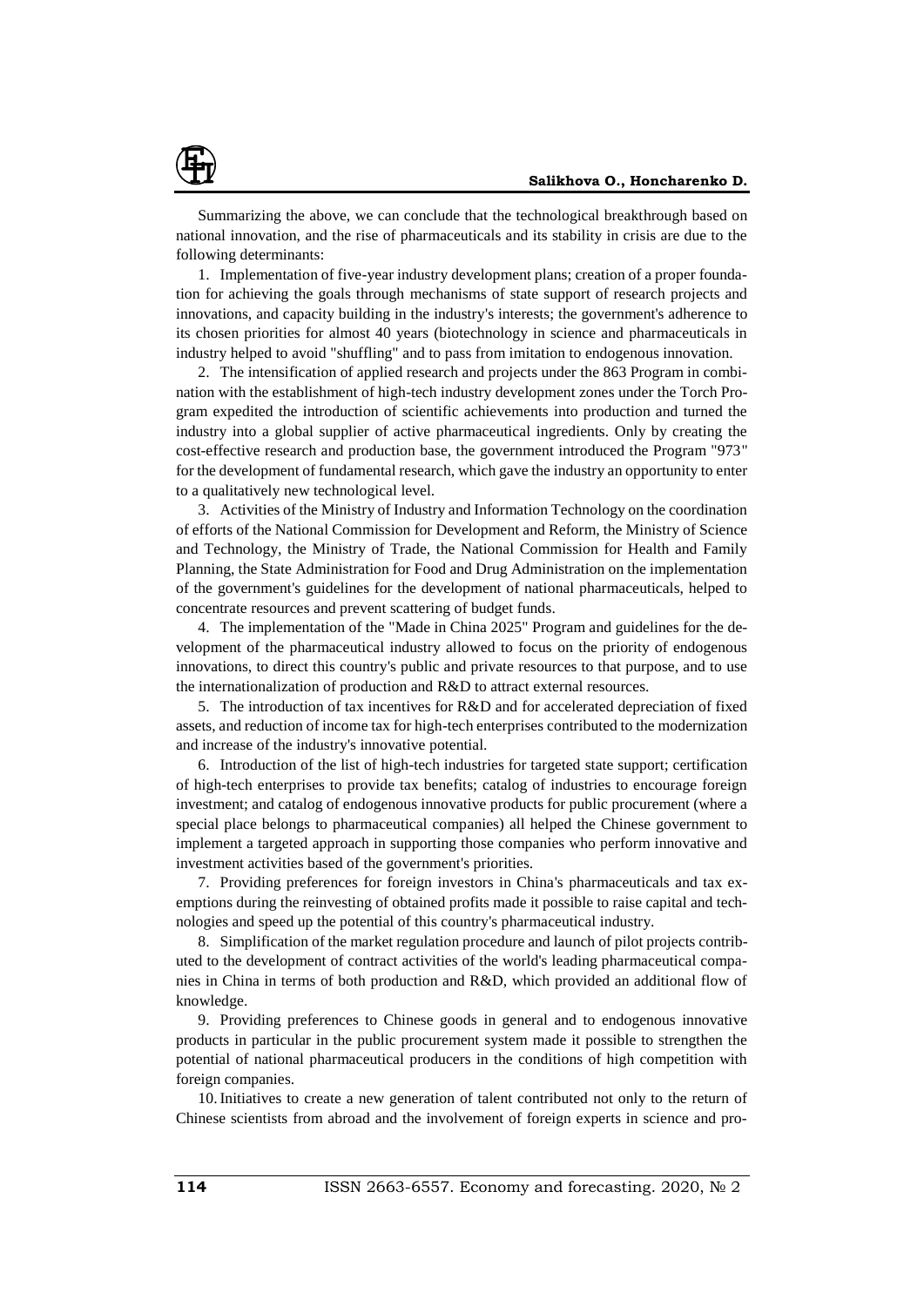Summarizing the above, we can conclude that the technological breakthrough based on national innovation, and the rise of pharmaceuticals and its stability in crisis are due to the following determinants:

1. Implementation of five-year industry development plans; creation of a proper foundation for achieving the goals through mechanisms of state support of research projects and innovations, and capacity building in the industry's interests; the government's adherence to its chosen priorities for almost 40 years (biotechnology in science and pharmaceuticals in industry helped to avoid "shuffling" and to pass from imitation to endogenous innovation.

2. The intensification of applied research and projects under the 863 Program in combination with the establishment of high-tech industry development zones under the Torch Program expedited the introduction of scientific achievements into production and turned the industry into a global supplier of active pharmaceutical ingredients. Only by creating the cost-effective research and production base, the government introduced the Program "973" for the development of fundamental research, which gave the industry an opportunity to enter to a qualitatively new technological level.

3. Activities of the Ministry of Industry and Information Technology on the coordination of efforts of the National Commission for Development and Reform, the Ministry of Science and Technology, the Ministry of Trade, the National Commission for Health and Family Planning, the State Administration for Food and Drug Administration on the implementation of the government's guidelines for the development of national pharmaceuticals, helped to concentrate resources and prevent scattering of budget funds.

4. The implementation of the "Made in China 2025" Program and guidelines for the development of the pharmaceutical industry allowed to focus on the priority of endogenous innovations, to direct this country's public and private resources to that purpose, and to use the internationalization of production and R&D to attract external resources.

5. The introduction of tax incentives for R&D and for accelerated depreciation of fixed assets, and reduction of income tax for high-tech enterprises contributed to the modernization and increase of the industry's innovative potential.

6. Introduction of the list of high-tech industries for targeted state support; certification of high-tech enterprises to provide tax benefits; catalog of industries to encourage foreign investment; and catalog of endogenous innovative products for public procurement (where a special place belongs to pharmaceutical companies) all helped the Chinese government to implement a targeted approach in supporting those companies who perform innovative and investment activities based of the government's priorities.

7. Providing preferences for foreign investors in China's pharmaceuticals and tax exemptions during the reinvesting of obtained profits made it possible to raise capital and technologies and speed up the potential of this country's pharmaceutical industry.

8. Simplification of the market regulation procedure and launch of pilot projects contributed to the development of contract activities of the world's leading pharmaceutical companies in China in terms of both production and R&D, which provided an additional flow of knowledge.

9. Providing preferences to Chinese goods in general and to endogenous innovative products in particular in the public procurement system made it possible to strengthen the potential of national pharmaceutical producers in the conditions of high competition with foreign companies.

10. Initiatives to create a new generation of talent contributed not only to the return of Chinese scientists from abroad and the involvement of foreign experts in science and pro-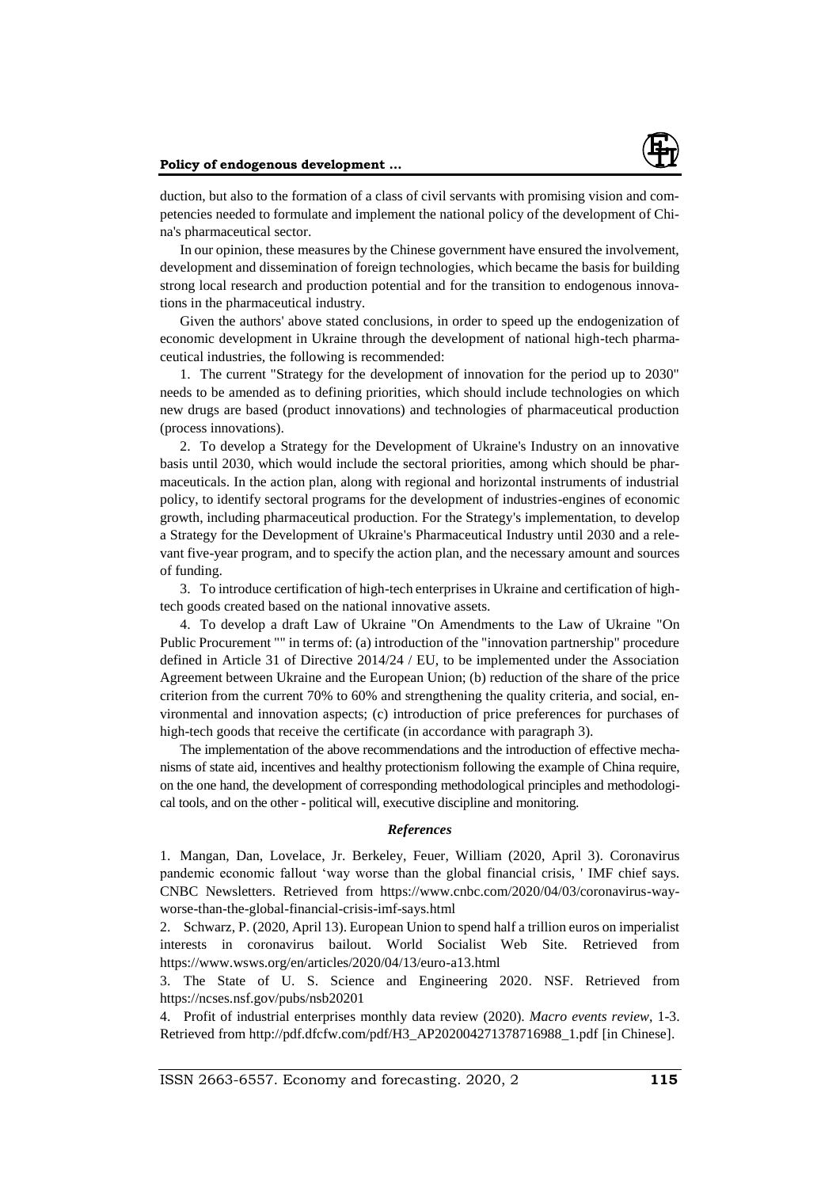duction, but also to the formation of a class of civil servants with promising vision and competencies needed to formulate and implement the national policy of the development of China's pharmaceutical sector.

In our opinion, these measures by the Chinese government have ensured the involvement, development and dissemination of foreign technologies, which became the basis for building strong local research and production potential and for the transition to endogenous innovations in the pharmaceutical industry.

Given the authors' above stated conclusions, in order to speed up the endogenization of economic development in Ukraine through the development of national high-tech pharmaceutical industries, the following is recommended:

1. The current "Strategy for the development of innovation for the period up to 2030" needs to be amended as to defining priorities, which should include technologies on which new drugs are based (product innovations) and technologies of pharmaceutical production (process innovations).

2. To develop a Strategy for the Development of Ukraine's Industry on an innovative basis until 2030, which would include the sectoral priorities, among which should be pharmaceuticals. In the action plan, along with regional and horizontal instruments of industrial policy, to identify sectoral programs for the development of industries-engines of economic growth, including pharmaceutical production. For the Strategy's implementation, to develop a Strategy for the Development of Ukraine's Pharmaceutical Industry until 2030 and a relevant five-year program, and to specify the action plan, and the necessary amount and sources of funding.

3. To introduce certification of high-tech enterprises in Ukraine and certification of high-tech goods created based on the national innovative assets.

4. To develop a draft Law of Ukraine "On Amendments to the Law of Ukraine "On Public Procurement "" in terms of: (a) introduction of the "innovation partnership" procedure defined in Article 31 of Directive 2014/24 / EU, to be implemented under the Association Agreement between Ukraine and the European Union; (b) reduction of the share of the price criterion from the current 70% to 60% and strengthening the quality criteria, and social, environmental and innovation aspects; (c) introduction of price preferences for purchases of high-tech goods that receive the certificate (in accordance with paragraph 3).

The implementation of the above recommendations and the introduction of effective mechanisms of state aid, incentives and healthy protectionism following the example of China require, on the one hand, the development of corresponding methodological principles and methodological tools, and on the other - political will, executive discipline and monitoring.

### *References*

1. Mangan, Dan, Lovelace, Jr. Berkeley, Feuer, William (2020, April 3). Coronavirus pandemic economic fallout 'way worse than the global financial crisis, ' IMF chief says. CNBC Newsletters. Retrieved from https://www.cnbc.com/2020/04/03/coronavirus-way-worse-than-the-global-financial-crisis-imf-says.html

2. Schwarz, P. (2020, April 13). European Union to spend half a trillion euros on imperialist interests in coronavirus bailout. World Socialist Web Site. Retrieved from https://www.wsws.org/en/articles/2020/04/13/euro-a13.html

3. The State of U. S. Science and Engineering 2020. NSF. Retrieved from https://ncses.nsf.gov/pubs/nsb20201

4. Profit of industrial enterprises monthly data review (2020). *Macro events review*, 1-3. Retrieved from http://pdf.dfcfw.com/pdf/H3_AP202004271378716988_1.pdf [in Chinese].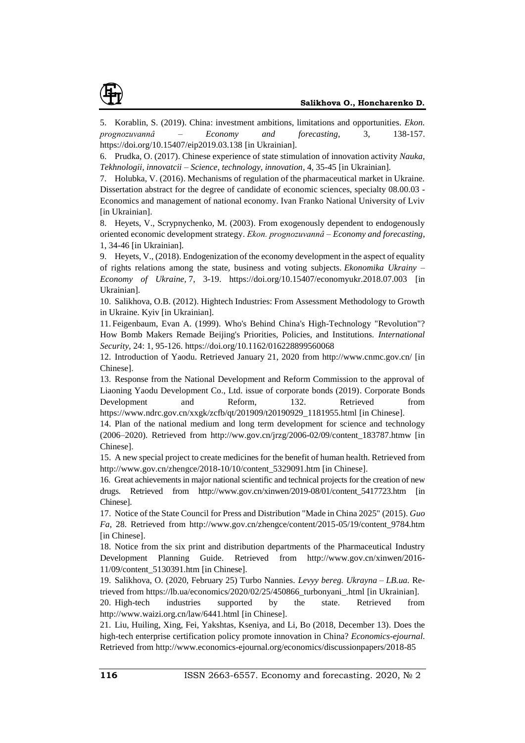5. Korablin, S. (2019). China: investment ambitions, limitations and opportunities. *Ekon. prognozuvannâ – Economy and forecasting*, 3, 138-157. https://doi.org/10.15407/eip2019.03.138 [in Ukrainian].

6. Prudka, O. (2017). Chinese experience of state stimulation of innovation activity *Nauka, Tekhnologii, innovatcii – Science, technology, innovation*, 4, 35-45 [in Ukrainian].

7. Holubka, V. (2016). Mechanisms of regulation of the pharmaceutical market in Ukraine. Dissertation abstract for the degree of candidate of economic sciences, specialty 08.00.03 - Economics and management of national economy. Ivan Franko National University of Lviv [in Ukrainian].

8. Heyets, V., Scrypnychenko, M. (2003). From exogenously dependent to endogenously oriented economic development strategy. *Ekon. prognozuvannâ – Economy and forecasting*, 1, 34-46 [in Ukrainian].

9. Heyets, V., (2018). Endogenization of the economy development in the aspect of equality of rights relations among the state, business and voting subjects. *Ekonomika Ukrainy – Economy of Ukraine*, 7, 3-19. https://doi.org/10.15407/economyukr.2018.07.003 [in Ukrainian].

10. Salikhova, O.B. (2012). Hightech Industries: From Assessment Methodology to Growth in Ukraine. Kyiv [in Ukrainian].

11. Feigenbaum, Evan A. (1999). Who's Behind China's High-Technology "Revolution"? How Bomb Makers Remade Beijing's Priorities, Policies, and Institutions. *International Security*, 24: 1, 95-126. https://doi.org/10.1162/016228899560068

12. Introduction of Yaodu. Retrieved January 21, 2020 from http://www.cnmc.gov.cn/ [in Chinese].

13. Response from the National Development and Reform Commission to the approval of Liaoning Yaodu Development Co., Ltd. issue of corporate bonds (2019). Corporate Bonds Development and Reform, 132. Retrieved from https://www.ndrc.gov.cn/xxgk/zcfb/qt/201909/t20190929_1181955.html [in Chinese].

14. Plan of the national medium and long term development for science and technology (2006–2020). Retrieved from http://ww.gov.cn/jrzg/2006-02/09/content_183787.htmw [in Chinese].

15. A new special project to create medicines for the benefit of human health. Retrieved from http://www.gov.cn/zhengce/2018-10/10/content_5329091.htm [in Chinese].

16. Great achievements in major national scientific and technical projects for the creation of new drugs. Retrieved from http://www.gov.cn/xinwen/2019-08/01/content_5417723.htm [in Chinese].

17. Notice of the State Council for Press and Distribution "Made in China 2025" (2015). *Guo Fa*, 28. Retrieved from http://www.gov.cn/zhengce/content/2015-05/19/content_9784.htm [in Chinese].

18. Notice from the six print and distribution departments of the Pharmaceutical Industry Development Planning Guide. Retrieved from http://www.gov.cn/xinwen/2016-11/09/content_5130391.htm [in Chinese].

19. Salikhova, O. (2020, February 25) Turbo Nannies. *Levyy bereg. Ukrayna – LB.ua.* Retrieved from https://lb.ua/economics/2020/02/25/450866_turbonyani_.html [in Ukrainian].

20. High-tech industries supported by the state. Retrieved from http://www.waizi.org.cn/law/6441.html [in Chinese].

21. Liu, Huiling, Xing, Fei, Yakshtas, Kseniya, and Li, Bo (2018, December 13). Does the high-tech enterprise certification policy promote innovation in China? *Economics-ejournal*. Retrieved from http://www.economics-ejournal.org/economics/discussionpapers/2018-85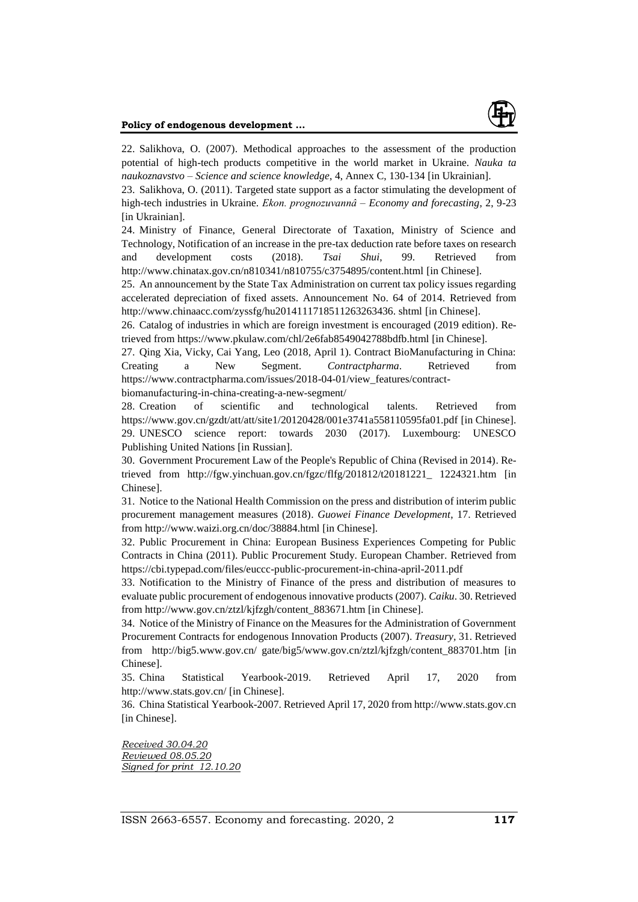22. Salikhova, O. (2007). Methodical approaches to the assessment of the production potential of high-tech products competitive in the world market in Ukraine. *Nauka ta naukoznavstvo – Science and science knowledge*, 4, Annex C, 130-134 [in Ukrainian].

23. Salikhova, O. (2011). Targeted state support as a factor stimulating the development of high-tech industries in Ukraine. *Ekon. prognozuvannâ – Economy and forecasting*, 2, 9-23 [in Ukrainian].

24. Ministry of Finance, General Directorate of Taxation, Ministry of Science and Technology, Notification of an increase in the pre-tax deduction rate before taxes on research and development costs (2018). *Tsai Shui*, 99. Retrieved from http://www.chinatax.gov.cn/n810341/n810755/c3754895/content.html [in Chinese].

25. An announcement by the State Tax Administration on current tax policy issues regarding accelerated depreciation of fixed assets. Announcement No. 64 of 2014. Retrieved from http://www.chinaacc.com/zyssfg/hu2014111718511263263436. shtml [in Chinese].

26. Catalog of industries in which are foreign investment is encouraged (2019 edition). Retrieved from https://www.pkulaw.com/chl/2e6fab8549042788bdfb.html [in Chinese].

27. Qing Xia, Vicky, Cai Yang, Leo (2018, April 1). Contract BioManufacturing in China: Creating a New Segment. *Contractpharma*. Retrieved from https://www.contractpharma.com/issues/2018-04-01/view_features/contract-biomanufacturing-in-china-creating-a-new-segment/

28. Creation of scientific and technological talents. Retrieved from https://www.gov.cn/gzdt/att/att/site1/20120428/001e3741a558110595fa01.pdf [in Chinese].

29. UNESCO science report: towards 2030 (2017). Luxembourg: UNESCO Publishing United Nations [in Russian].

30. Government Procurement Law of the People's Republic of China (Revised in 2014). Retrieved from http://fgw.yinchuan.gov.cn/fgzc/flfg/201812/t20181221_ 1224321.htm [in Chinese].

31. Notice to the National Health Commission on the press and distribution of interim public procurement management measures (2018). *Guowei Finance Development*, 17. Retrieved from http://www.waizi.org.cn/doc/38884.html [in Chinese].

32. Public Procurement in China: European Business Experiences Competing for Public Contracts in China (2011). Public Procurement Study. European Chamber. Retrieved from https://cbi.typepad.com/files/euccc-public-procurement-in-china-april-2011.pdf

33. Notification to the Ministry of Finance of the press and distribution of measures to evaluate public procurement of endogenous innovative products (2007). *Caiku*. 30. Retrieved from http://www.gov.cn/ztzl/kjfzgh/content_883671.htm [in Chinese].

34. Notice of the Ministry of Finance on the Measures for the Administration of Government Procurement Contracts for endogenous Innovation Products (2007). *Treasury*, 31. Retrieved from http://big5.www.gov.cn/ gate/big5/www.gov.cn/ztzl/kjfzgh/content_883701.htm [in Chinese].

35. China Statistical Yearbook-2019. Retrieved April 17, 2020 from http://www.stats.gov.cn/ [in Chinese].

36. China Statistical Yearbook-2007. Retrieved April 17, 2020 from http://www.stats.gov.cn [in Chinese].

*Received 30.04.20*
*Reviewed 08.05.20*
*Signed for print 12.10.20*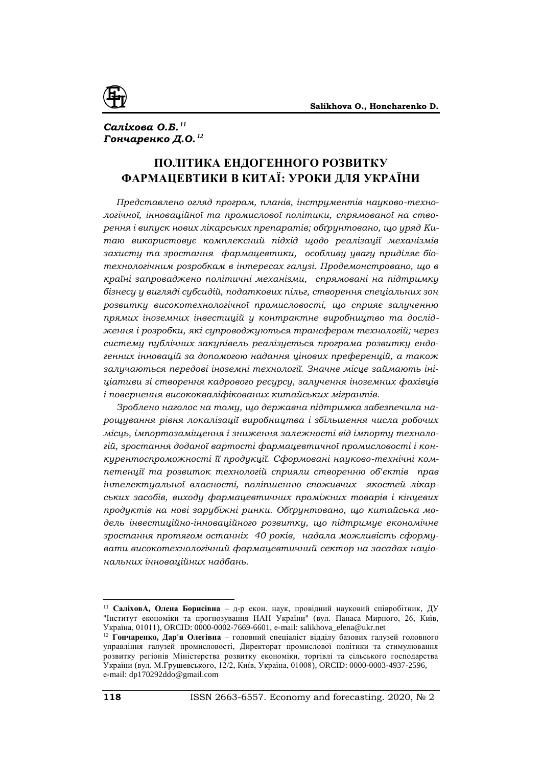***Саліхова О.Б.*** [11]
***Гончаренко Д.О.*** [12]

# ПОЛІТИКА ЕНДОГЕННОГО РОЗВИТКУ ФАРМАЦЕВТИКИ В КИТАЇ: УРОКИ ДЛЯ УКРАЇНИ

*Представлено огляд програм, планів, інструментів науково-технологічної, інноваційної та промислової політики, спрямованої на створення і випуск нових лікарських препаратів; обґрунтовано, що уряд Китаю використовує комплексний підхід щодо реалізації механізмів захисту та зростання фармацевтики, особливу увагу приділяє біотехнологічним розробкам в інтересах галузі. Продемонстровано, що в країні запроваджено політичні механізми, спрямовані на підтримку бізнесу у вигляді субсидій, податкових пільг, створення спеціальних зон розвитку високотехнологічної промисловості, що сприяє залученню прямих іноземних інвестицій у контрактне виробництво та дослідження і розробки, які супроводжуються трансфером технологій; через систему публічних закупівель реалізується програма розвитку ендогенних інновацій за допомогою надання цінових преференцій, а також залучаються передові іноземні технології. Значне місце займають ініціативи зі створення кадрового ресурсу, залучення іноземних фахівців і повернення висококваліфікованих китайських мігрантів.*

*Зроблено наголос на тому, що державна підтримка забезпечила нарощування рівня локалізації виробництва і збільшення числа робочих місць, імпортозаміщення і зниження залежності від імпорту технологій, зростання доданої вартості фармацевтичної промисловості і конкурентоспроможності її продукції. Сформовані науково-технічні компетенції та розвиток технологій сприяли створенню об'єктів прав інтелектуальної власності, поліпшенню споживчих якостей лікарських засобів, виходу фармацевтичних проміжних товарів і кінцевих продуктів на нові зарубіжні ринки. Обґрунтовано, що китайська модель інвестиційно-інноваційного розвитку, що підтримує економічне зростання протягом останніх 40 років, надала можливість сформувати високотехнологічний фармацевтичний сектор на засадах національних інноваційних надбань.*

---

[11] **СаліховА, Олена Борисівна** – д-р екон. наук, провідний науковий співробітник, ДУ "Інститут економіки та прогнозування НАН України" (вул. Панаса Мирного, 26, Київ, Україна, 01011), ORCID: 0000-0002-7669-6601, e-mail: salikhova_elena@ukr.net

[12] **Гончаренко, Дар'я Олегівна** – головний спеціаліст відділу базових галузей головного управління галузей промисловості, Директорат промислової політики та стимулювання розвитку регіонів Міністерства розвитку економіки, торгівлі та сільського господарства України (вул. М.Грушевського, 12/2, Київ, Україна, 01008), ORCID: 0000-0003-4937-2596, e-mail: dp170292ddo@gmail.com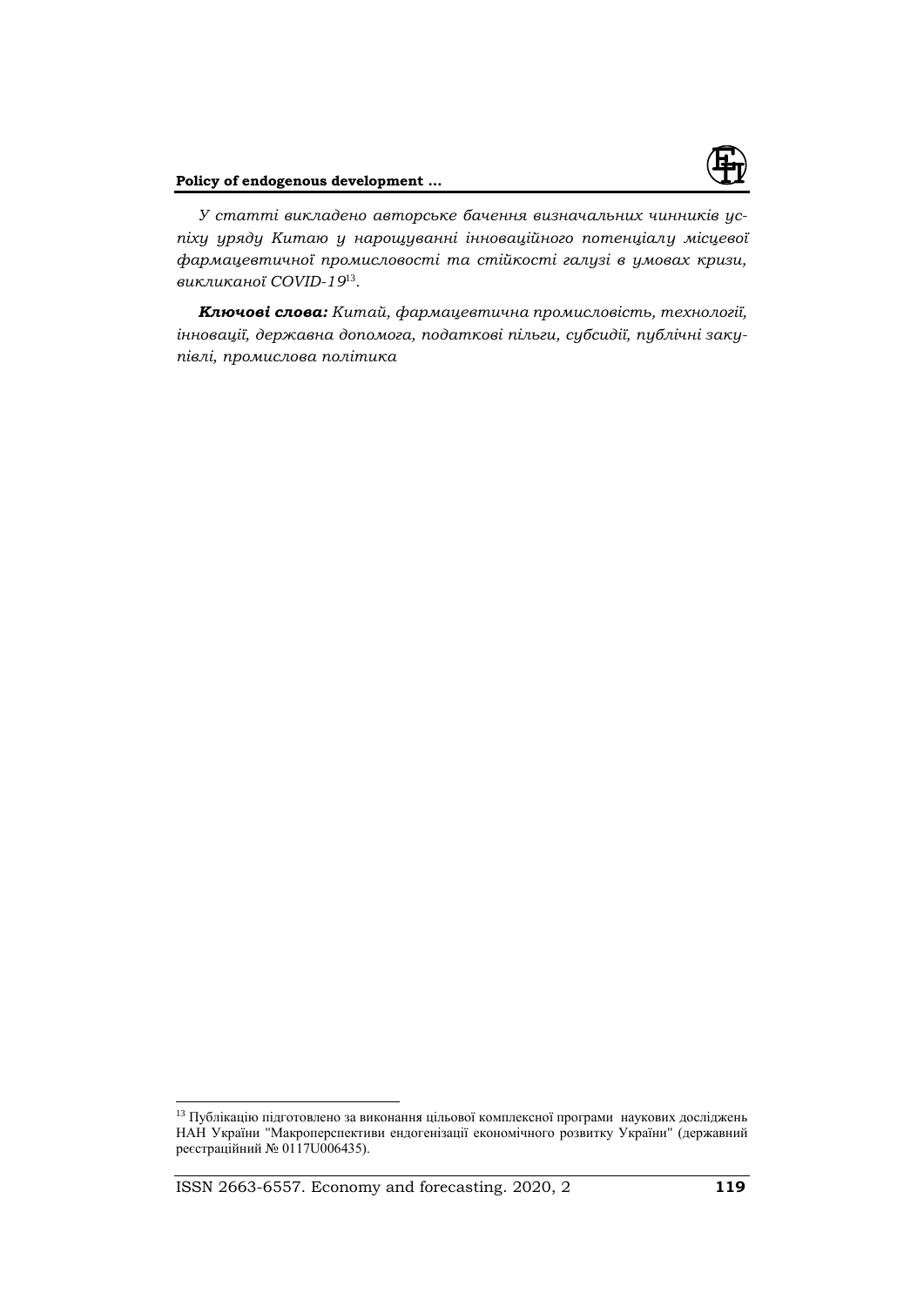*У статті викладено авторське бачення визначальних чинників успіху уряду Китаю у нарощуванні інноваційного потенціалу місцевої фармацевтичної промисловості та стійкості галузі в умовах кризи, викликаної COVID-19*[13].

***Ключові слова:*** *Китай, фармацевтична промисловість, технології, інновації, державна допомога, податкові пільги, субсидії, публічні закупівлі, промислова політика*

[13] Публікацію підготовлено за виконання цільової комплексної програми наукових досліджень НАН України "Макроперспективи ендогенізації економічного розвитку України" (державний реєстраційний № 0117U006435).